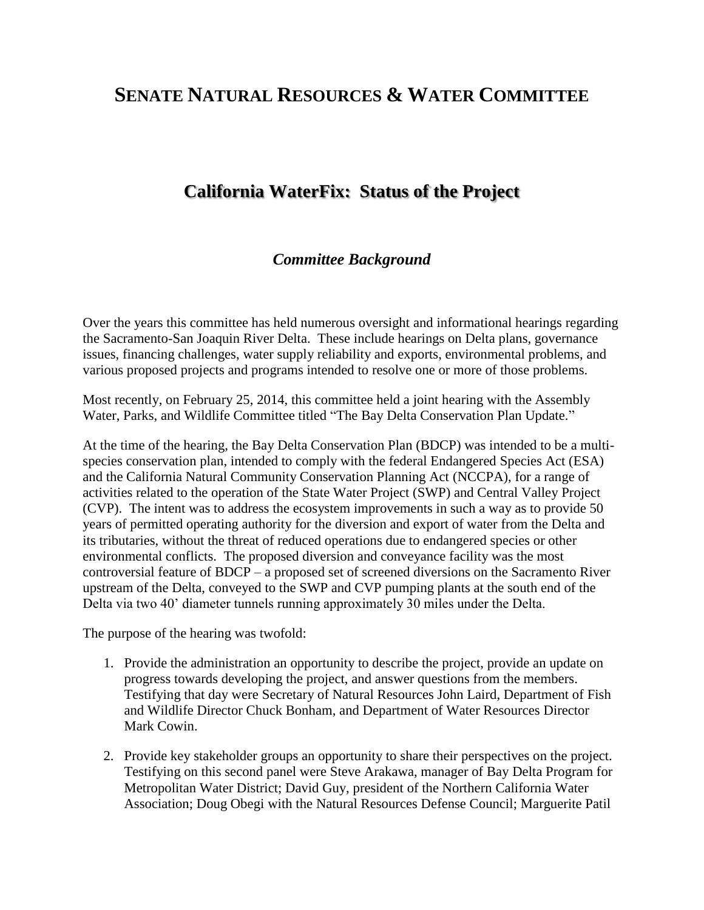# SENATE NATURAL RESOURCES & WATER COMMITTEE

## California WaterFix: Status of the Project

### *Committee Background*

Over the years this committee has held numerous oversight and informational hearings regarding the Sacramento-San Joaquin River Delta. These include hearings on Delta plans, governance issues, financing challenges, water supply reliability and exports, environmental problems, and various proposed projects and programs intended to resolve one or more of those problems.

Most recently, on February 25, 2014, this committee held a joint hearing with the Assembly Water, Parks, and Wildlife Committee titled "The Bay Delta Conservation Plan Update."

At the time of the hearing, the Bay Delta Conservation Plan (BDCP) was intended to be a multi-species conservation plan, intended to comply with the federal Endangered Species Act (ESA) and the California Natural Community Conservation Planning Act (NCCPA), for a range of activities related to the operation of the State Water Project (SWP) and Central Valley Project (CVP). The intent was to address the ecosystem improvements in such a way as to provide 50 years of permitted operating authority for the diversion and export of water from the Delta and its tributaries, without the threat of reduced operations due to endangered species or other environmental conflicts. The proposed diversion and conveyance facility was the most controversial feature of BDCP – a proposed set of screened diversions on the Sacramento River upstream of the Delta, conveyed to the SWP and CVP pumping plants at the south end of the Delta via two 40' diameter tunnels running approximately 30 miles under the Delta.

The purpose of the hearing was twofold:

1. Provide the administration an opportunity to describe the project, provide an update on progress towards developing the project, and answer questions from the members. Testifying that day were Secretary of Natural Resources John Laird, Department of Fish and Wildlife Director Chuck Bonham, and Department of Water Resources Director Mark Cowin.

2. Provide key stakeholder groups an opportunity to share their perspectives on the project. Testifying on this second panel were Steve Arakawa, manager of Bay Delta Program for Metropolitan Water District; David Guy, president of the Northern California Water Association; Doug Obegi with the Natural Resources Defense Council; Marguerite Patil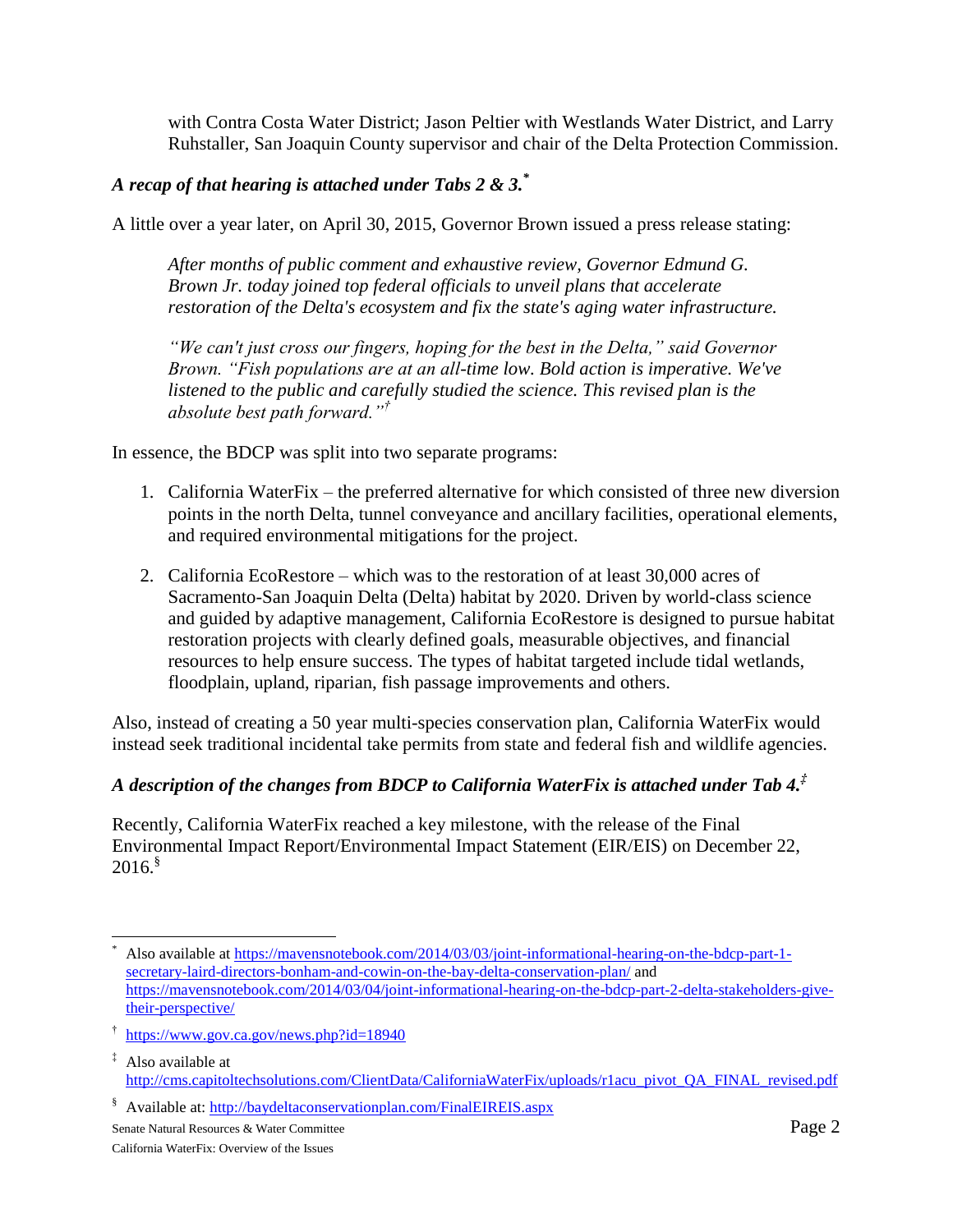with Contra Costa Water District; Jason Peltier with Westlands Water District, and Larry Ruhstaller, San Joaquin County supervisor and chair of the Delta Protection Commission.

***A recap of that hearing is attached under Tabs 2 & 3.*** [*]

A little over a year later, on April 30, 2015, Governor Brown issued a press release stating:

> *After months of public comment and exhaustive review, Governor Edmund G. Brown Jr. today joined top federal officials to unveil plans that accelerate restoration of the Delta's ecosystem and fix the state's aging water infrastructure.*
>
> *"We can't just cross our fingers, hoping for the best in the Delta," said Governor Brown. "Fish populations are at an all-time low. Bold action is imperative. We've listened to the public and carefully studied the science. This revised plan is the absolute best path forward."* [†]

In essence, the BDCP was split into two separate programs:

1. California WaterFix – the preferred alternative for which consisted of three new diversion points in the north Delta, tunnel conveyance and ancillary facilities, operational elements, and required environmental mitigations for the project.

2. California EcoRestore – which was to the restoration of at least 30,000 acres of Sacramento-San Joaquin Delta (Delta) habitat by 2020. Driven by world-class science and guided by adaptive management, California EcoRestore is designed to pursue habitat restoration projects with clearly defined goals, measurable objectives, and financial resources to help ensure success. The types of habitat targeted include tidal wetlands, floodplain, upland, riparian, fish passage improvements and others.

Also, instead of creating a 50 year multi-species conservation plan, California WaterFix would instead seek traditional incidental take permits from state and federal fish and wildlife agencies.

***A description of the changes from BDCP to California WaterFix is attached under Tab 4.*** [‡]

Recently, California WaterFix reached a key milestone, with the release of the Final Environmental Impact Report/Environmental Impact Statement (EIR/EIS) on December 22, 2016.[§]

---

[*] Also available at https://mavensnotebook.com/2014/03/03/joint-informational-hearing-on-the-bdcp-part-1-secretary-laird-directors-bonham-and-cowin-on-the-bay-delta-conservation-plan/ and https://mavensnotebook.com/2014/03/04/joint-informational-hearing-on-the-bdcp-part-2-delta-stakeholders-give-their-perspective/

[†] https://www.gov.ca.gov/news.php?id=18940

[‡] Also available at http://cms.capitoltechsolutions.com/ClientData/CaliforniaWaterFix/uploads/r1acu_pivot_QA_FINAL_revised.pdf

[§] Available at: http://baydeltaconservationplan.com/FinalEIREIS.aspx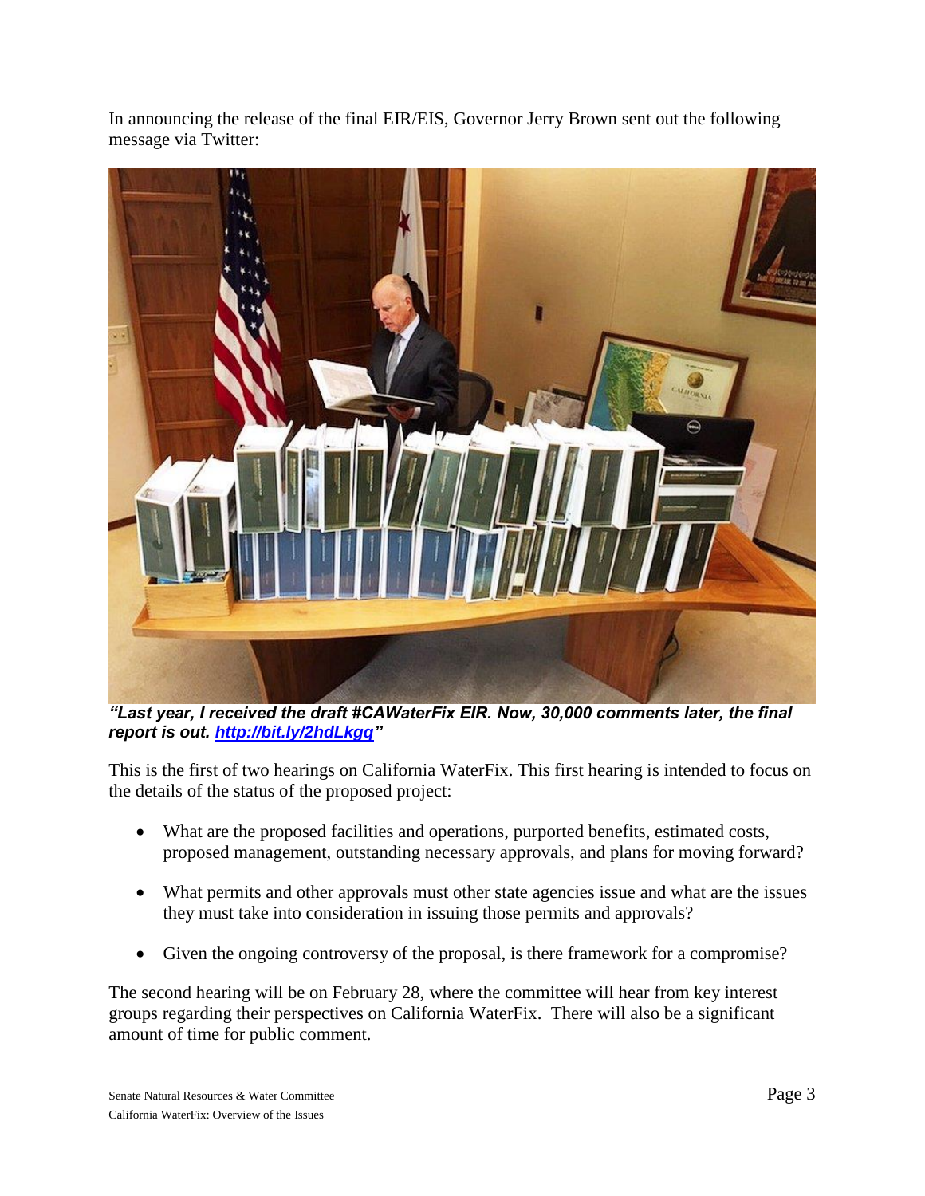In announcing the release of the final EIR/EIS, Governor Jerry Brown sent out the following message via Twitter:

***"Last year, I received the draft #CAWaterFix EIR. Now, 30,000 comments later, the final report is out. http://bit.ly/2hdLkgq"***

This is the first of two hearings on California WaterFix. This first hearing is intended to focus on the details of the status of the proposed project:

- What are the proposed facilities and operations, purported benefits, estimated costs, proposed management, outstanding necessary approvals, and plans for moving forward?
- What permits and other approvals must other state agencies issue and what are the issues they must take into consideration in issuing those permits and approvals?
- Given the ongoing controversy of the proposal, is there framework for a compromise?

The second hearing will be on February 28, where the committee will hear from key interest groups regarding their perspectives on California WaterFix. There will also be a significant amount of time for public comment.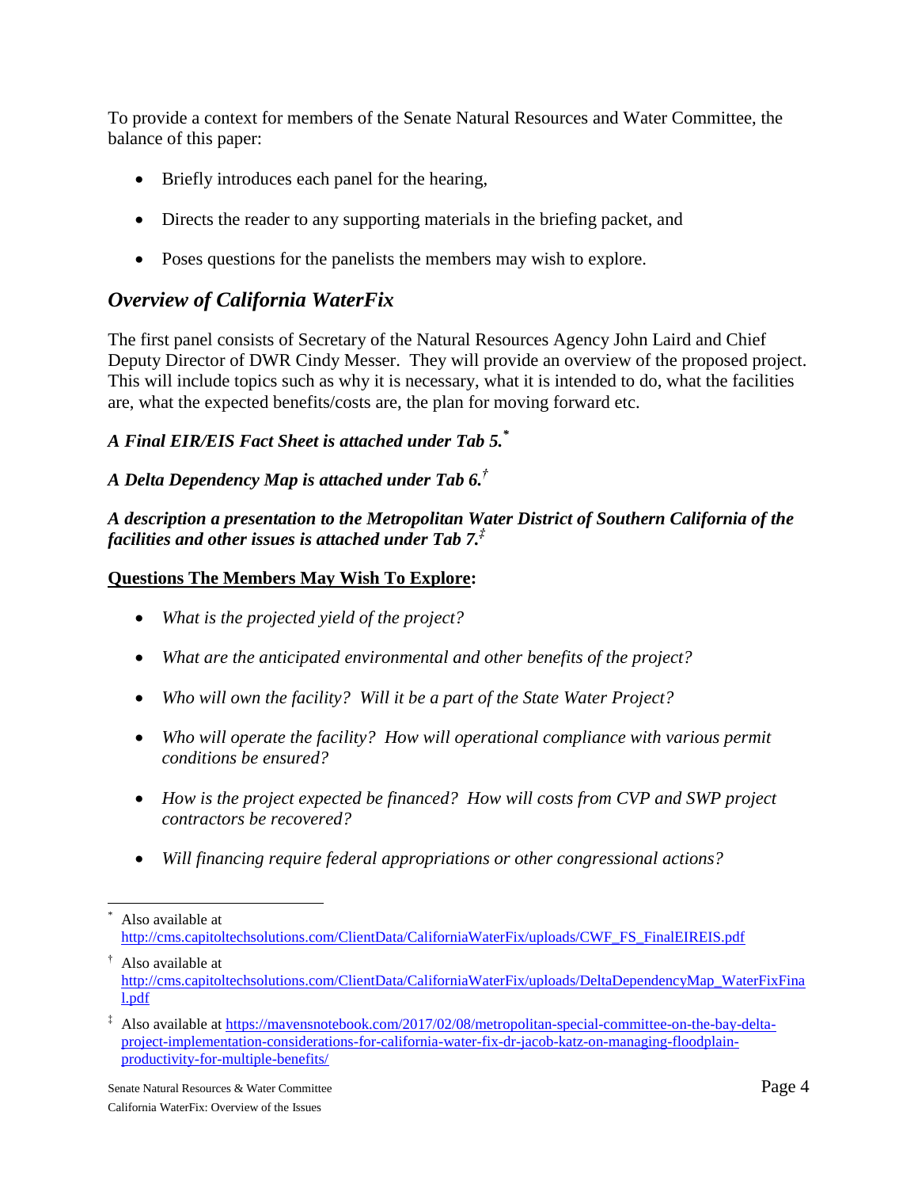To provide a context for members of the Senate Natural Resources and Water Committee, the balance of this paper:

- Briefly introduces each panel for the hearing,
- Directs the reader to any supporting materials in the briefing packet, and
- Poses questions for the panelists the members may wish to explore.

## *Overview of California WaterFix*

The first panel consists of Secretary of the Natural Resources Agency John Laird and Chief Deputy Director of DWR Cindy Messer. They will provide an overview of the proposed project. This will include topics such as why it is necessary, what it is intended to do, what the facilities are, what the expected benefits/costs are, the plan for moving forward etc.

***A Final EIR/EIS Fact Sheet is attached under Tab 5.*** [*]

***A Delta Dependency Map is attached under Tab 6.*** [†]

***A description a presentation to the Metropolitan Water District of Southern California of the facilities and other issues is attached under Tab 7.*** [‡]

**Questions The Members May Wish To Explore:**

- *What is the projected yield of the project?*
- *What are the anticipated environmental and other benefits of the project?*
- *Who will own the facility? Will it be a part of the State Water Project?*
- *Who will operate the facility? How will operational compliance with various permit conditions be ensured?*
- *How is the project expected be financed? How will costs from CVP and SWP project contractors be recovered?*
- *Will financing require federal appropriations or other congressional actions?*

---

[*] Also available at http://cms.capitoltechsolutions.com/ClientData/CaliforniaWaterFix/uploads/CWF_FS_FinalEIREIS.pdf

[†] Also available at http://cms.capitoltechsolutions.com/ClientData/CaliforniaWaterFix/uploads/DeltaDependencyMap_WaterFixFinal.pdf

[‡] Also available at https://mavensnotebook.com/2017/02/08/metropolitan-special-committee-on-the-bay-delta-project-implementation-considerations-for-california-water-fix-dr-jacob-katz-on-managing-floodplain-productivity-for-multiple-benefits/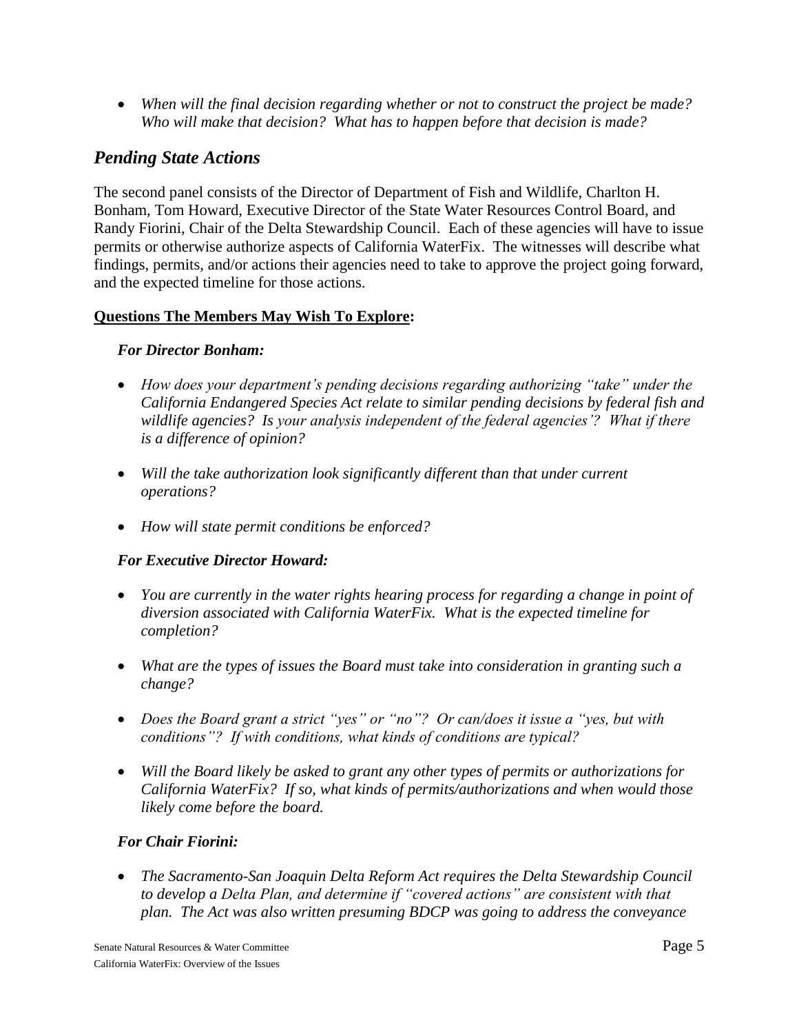- *When will the final decision regarding whether or not to construct the project be made? Who will make that decision? What has to happen before that decision is made?*

## *Pending State Actions*

The second panel consists of the Director of Department of Fish and Wildlife, Charlton H. Bonham, Tom Howard, Executive Director of the State Water Resources Control Board, and Randy Fiorini, Chair of the Delta Stewardship Council. Each of these agencies will have to issue permits or otherwise authorize aspects of California WaterFix. The witnesses will describe what findings, permits, and/or actions their agencies need to take to approve the project going forward, and the expected timeline for those actions.

**<u>Questions The Members May Wish To Explore</u>:**

***For Director Bonham:***

- *How does your department's pending decisions regarding authorizing "take" under the California Endangered Species Act relate to similar pending decisions by federal fish and wildlife agencies? Is your analysis independent of the federal agencies'? What if there is a difference of opinion?*

- *Will the take authorization look significantly different than that under current operations?*

- *How will state permit conditions be enforced?*

***For Executive Director Howard:***

- *You are currently in the water rights hearing process for regarding a change in point of diversion associated with California WaterFix. What is the expected timeline for completion?*

- *What are the types of issues the Board must take into consideration in granting such a change?*

- *Does the Board grant a strict "yes" or "no"? Or can/does it issue a "yes, but with conditions"? If with conditions, what kinds of conditions are typical?*

- *Will the Board likely be asked to grant any other types of permits or authorizations for California WaterFix? If so, what kinds of permits/authorizations and when would those likely come before the board.*

***For Chair Fiorini:***

- *The Sacramento-San Joaquin Delta Reform Act requires the Delta Stewardship Council to develop a Delta Plan, and determine if "covered actions" are consistent with that plan. The Act was also written presuming BDCP was going to address the conveyance*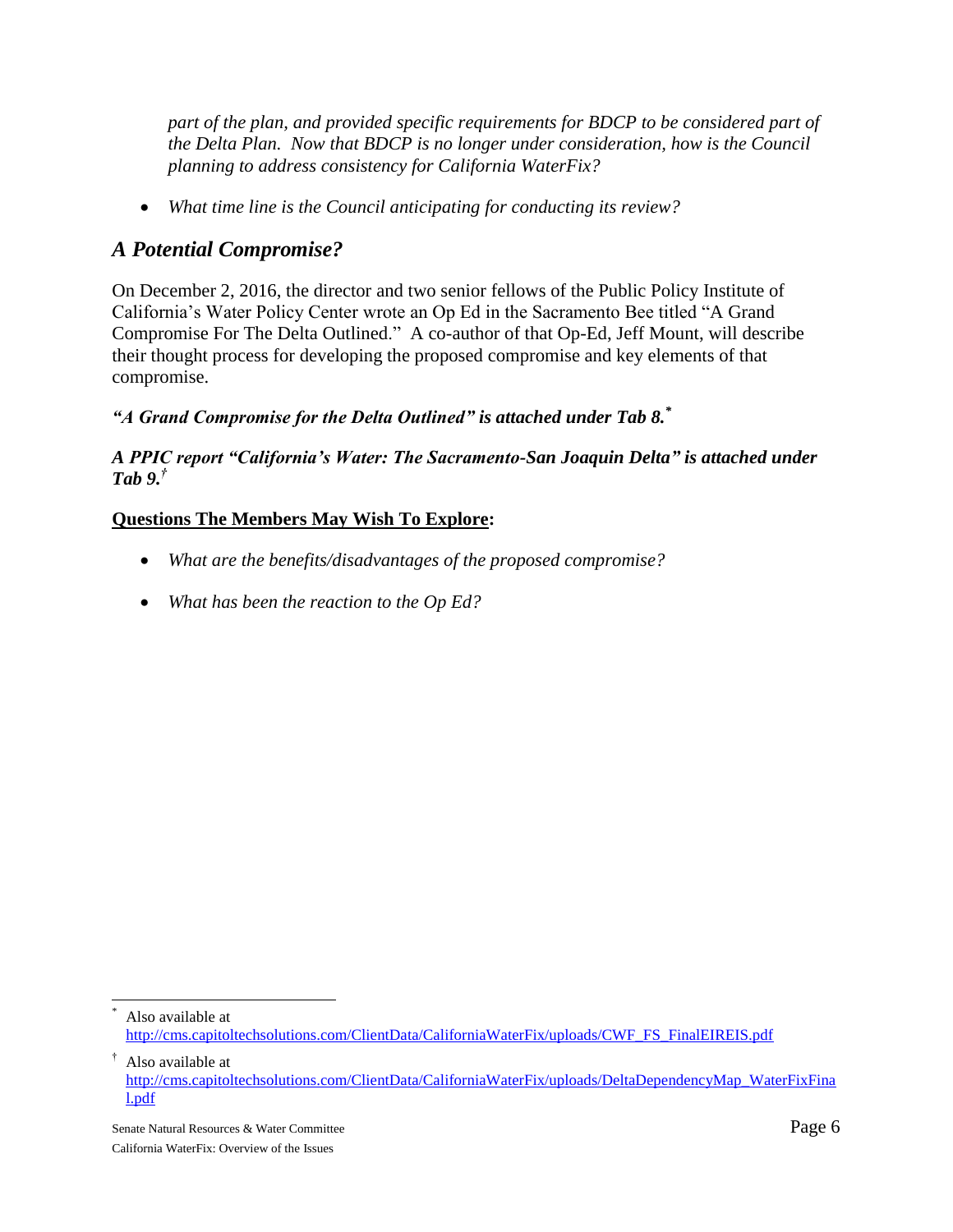*part of the plan, and provided specific requirements for BDCP to be considered part of the Delta Plan. Now that BDCP is no longer under consideration, how is the Council planning to address consistency for California WaterFix?*

- *What time line is the Council anticipating for conducting its review?*

## *A Potential Compromise?*

On December 2, 2016, the director and two senior fellows of the Public Policy Institute of California's Water Policy Center wrote an Op Ed in the Sacramento Bee titled "A Grand Compromise For The Delta Outlined." A co-author of that Op-Ed, Jeff Mount, will describe their thought process for developing the proposed compromise and key elements of that compromise.

***"A Grand Compromise for the Delta Outlined" is attached under Tab 8.**** 

***A PPIC report "California's Water: The Sacramento-San Joaquin Delta" is attached under Tab 9.***[†]

**<u>Questions The Members May Wish To Explore</u>:**

- *What are the benefits/disadvantages of the proposed compromise?*
- *What has been the reaction to the Op Ed?*

---

[*] Also available at http://cms.capitoltechsolutions.com/ClientData/CaliforniaWaterFix/uploads/CWF_FS_FinalEIREIS.pdf

[†] Also available at http://cms.capitoltechsolutions.com/ClientData/CaliforniaWaterFix/uploads/DeltaDependencyMap_WaterFixFinal.pdf